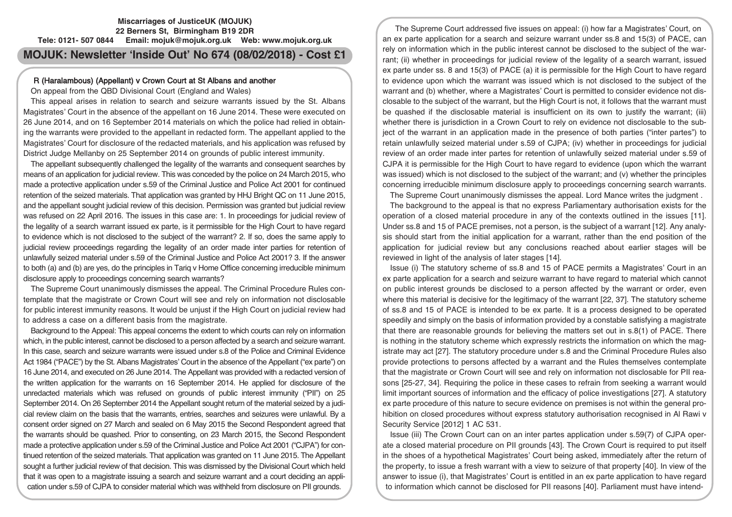**Miscarriages of JusticeUK (MOJUK)**
**22 Berners St, Birmingham B19 2DR**
**Tele: 0121- 507 0844 Email: mojuk@mojuk.org.uk Web: www.mojuk.org.uk**

# MOJUK: Newsletter 'Inside Out' No 674 (08/02/2018) - Cost £1

## R (Haralambous) (Appellant) v Crown Court at St Albans and another

On appeal from the QBD Divisional Court (England and Wales)

This appeal arises in relation to search and seizure warrants issued by the St. Albans Magistrates' Court in the absence of the appellant on 16 June 2014. These were executed on 26 June 2014, and on 16 September 2014 materials on which the police had relied in obtaining the warrants were provided to the appellant in redacted form. The appellant applied to the Magistrates' Court for disclosure of the redacted materials, and his application was refused by District Judge Mellanby on 25 September 2014 on grounds of public interest immunity.

The appellant subsequently challenged the legality of the warrants and consequent searches by means of an application for judicial review. This was conceded by the police on 24 March 2015, who made a protective application under s.59 of the Criminal Justice and Police Act 2001 for continued retention of the seized materials. That application was granted by HHJ Bright QC on 11 June 2015, and the appellant sought judicial review of this decision. Permission was granted but judicial review was refused on 22 April 2016. The issues in this case are: 1. In proceedings for judicial review of the legality of a search warrant issued ex parte, is it permissible for the High Court to have regard to evidence which is not disclosed to the subject of the warrant? 2. If so, does the same apply to judicial review proceedings regarding the legality of an order made inter parties for retention of unlawfully seized material under s.59 of the Criminal Justice and Police Act 2001? 3. If the answer to both (a) and (b) are yes, do the principles in Tariq v Home Office concerning irreducible minimum disclosure apply to proceedings concerning search warrants?

The Supreme Court unanimously dismisses the appeal. The Criminal Procedure Rules contemplate that the magistrate or Crown Court will see and rely on information not disclosable for public interest immunity reasons. It would be unjust if the High Court on judicial review had to address a case on a different basis from the magistrate.

Background to the Appeal: This appeal concerns the extent to which courts can rely on information which, in the public interest, cannot be disclosed to a person affected by a search and seizure warrant. In this case, search and seizure warrants were issued under s.8 of the Police and Criminal Evidence Act 1984 ("PACE") by the St. Albans Magistrates' Court in the absence of the Appellant ("ex parte") on 16 June 2014, and executed on 26 June 2014. The Appellant was provided with a redacted version of the written application for the warrants on 16 September 2014. He applied for disclosure of the unredacted materials which was refused on grounds of public interest immunity ("PII") on 25 September 2014. On 26 September 2014 the Appellant sought return of the material seized by a judicial review claim on the basis that the warrants, entries, searches and seizures were unlawful. By a consent order signed on 27 March and sealed on 6 May 2015 the Second Respondent agreed that the warrants should be quashed. Prior to consenting, on 23 March 2015, the Second Respondent made a protective application under s.59 of the Criminal Justice and Police Act 2001 ("CJPA") for continued retention of the seized materials. That application was granted on 11 June 2015. The Appellant sought a further judicial review of that decision. This was dismissed by the Divisional Court which held that it was open to a magistrate issuing a search and seizure warrant and a court deciding an application under s.59 of CJPA to consider material which was withheld from disclosure on PII grounds.

The Supreme Court addressed five issues on appeal: (i) how far a Magistrates' Court, on an ex parte application for a search and seizure warrant under ss.8 and 15(3) of PACE, can rely on information which in the public interest cannot be disclosed to the subject of the warrant; (ii) whether in proceedings for judicial review of the legality of a search warrant, issued ex parte under ss. 8 and 15(3) of PACE (a) it is permissible for the High Court to have regard to evidence upon which the warrant was issued which is not disclosed to the subject of the warrant and (b) whether, where a Magistrates' Court is permitted to consider evidence not disclosable to the subject of the warrant, but the High Court is not, it follows that the warrant must be quashed if the disclosable material is insufficient on its own to justify the warrant; (iii) whether there is jurisdiction in a Crown Court to rely on evidence not disclosable to the subject of the warrant in an application made in the presence of both parties ("inter partes") to retain unlawfully seized material under s.59 of CJPA; (iv) whether in proceedings for judicial review of an order made inter partes for retention of unlawfully seized material under s.59 of CJPA it is permissible for the High Court to have regard to evidence (upon which the warrant was issued) which is not disclosed to the subject of the warrant; and (v) whether the principles concerning irreducible minimum disclosure apply to proceedings concerning search warrants.

The Supreme Court unanimously dismisses the appeal. Lord Mance writes the judgment .

The background to the appeal is that no express Parliamentary authorisation exists for the operation of a closed material procedure in any of the contexts outlined in the issues [11]. Under ss.8 and 15 of PACE premises, not a person, is the subject of a warrant [12]. Any analysis should start from the initial application for a warrant, rather than the end position of the application for judicial review but any conclusions reached about earlier stages will be reviewed in light of the analysis of later stages [14].

Issue (i) The statutory scheme of ss.8 and 15 of PACE permits a Magistrates' Court in an ex parte application for a search and seizure warrant to have regard to material which cannot on public interest grounds be disclosed to a person affected by the warrant or order, even where this material is decisive for the legitimacy of the warrant [22, 37]. The statutory scheme of ss.8 and 15 of PACE is intended to be ex parte. It is a process designed to be operated speedily and simply on the basis of information provided by a constable satisfying a magistrate that there are reasonable grounds for believing the matters set out in s.8(1) of PACE. There is nothing in the statutory scheme which expressly restricts the information on which the magistrate may act [27]. The statutory procedure under s.8 and the Criminal Procedure Rules also provide protections to persons affected by a warrant and the Rules themselves contemplate that the magistrate or Crown Court will see and rely on information not disclosable for PII reasons [25-27, 34]. Requiring the police in these cases to refrain from seeking a warrant would limit important sources of information and the efficacy of police investigations [27]. A statutory ex parte procedure of this nature to secure evidence on premises is not within the general prohibition on closed procedures without express statutory authorisation recognised in Al Rawi v Security Service [2012] 1 AC 531.

Issue (iii) The Crown Court can on an inter partes application under s.59(7) of CJPA operate a closed material procedure on PII grounds [43]. The Crown Court is required to put itself in the shoes of a hypothetical Magistrates' Court being asked, immediately after the return of the property, to issue a fresh warrant with a view to seizure of that property [40]. In view of the answer to issue (i), that Magistrates' Court is entitled in an ex parte application to have regard to information which cannot be disclosed for PII reasons [40]. Parliament must have intend-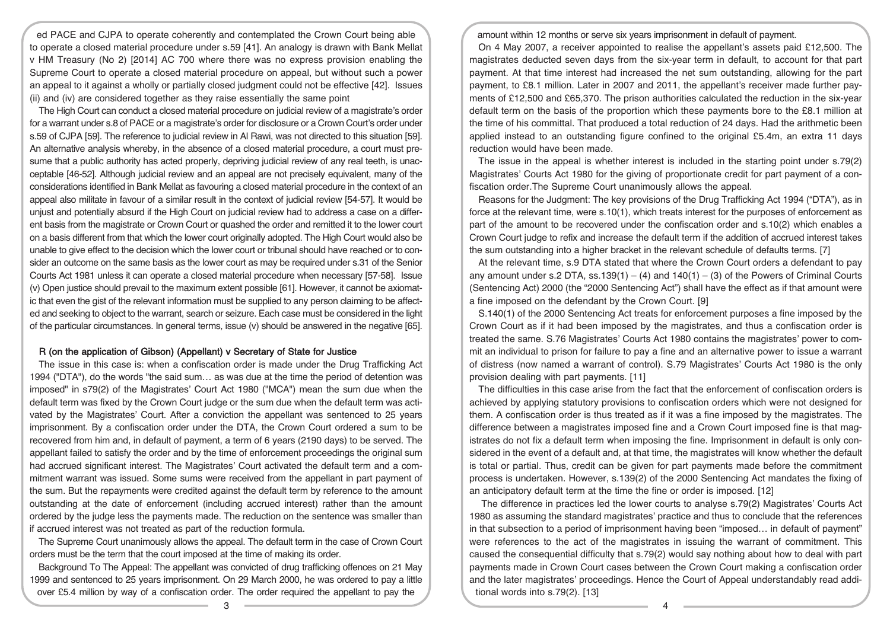ed PACE and CJPA to operate coherently and contemplated the Crown Court being able to operate a closed material procedure under s.59 [41]. An analogy is drawn with Bank Mellat v HM Treasury (No 2) [2014] AC 700 where there was no express provision enabling the Supreme Court to operate a closed material procedure on appeal, but without such a power an appeal to it against a wholly or partially closed judgment could not be effective [42]. Issues (ii) and (iv) are considered together as they raise essentially the same point

The High Court can conduct a closed material procedure on judicial review of a magistrate's order for a warrant under s.8 of PACE or a magistrate's order for disclosure or a Crown Court's order under s.59 of CJPA [59]. The reference to judicial review in Al Rawi, was not directed to this situation [59]. An alternative analysis whereby, in the absence of a closed material procedure, a court must presume that a public authority has acted properly, depriving judicial review of any real teeth, is unacceptable [46-52]. Although judicial review and an appeal are not precisely equivalent, many of the considerations identified in Bank Mellat as favouring a closed material procedure in the context of an appeal also militate in favour of a similar result in the context of judicial review [54-57]. It would be unjust and potentially absurd if the High Court on judicial review had to address a case on a different basis from the magistrate or Crown Court or quashed the order and remitted it to the lower court on a basis different from that which the lower court originally adopted. The High Court would also be unable to give effect to the decision which the lower court or tribunal should have reached or to consider an outcome on the same basis as the lower court as may be required under s.31 of the Senior Courts Act 1981 unless it can operate a closed material procedure when necessary [57-58]. Issue (v) Open justice should prevail to the maximum extent possible [61]. However, it cannot be axiomatic that even the gist of the relevant information must be supplied to any person claiming to be affected and seeking to object to the warrant, search or seizure. Each case must be considered in the light of the particular circumstances. In general terms, issue (v) should be answered in the negative [65].

## R (on the application of Gibson) (Appellant) v Secretary of State for Justice

The issue in this case is: when a confiscation order is made under the Drug Trafficking Act 1994 ("DTA"), do the words "the said sum… as was due at the time the period of detention was imposed" in s79(2) of the Magistrates' Court Act 1980 ("MCA") mean the sum due when the default term was fixed by the Crown Court judge or the sum due when the default term was activated by the Magistrates' Court. After a conviction the appellant was sentenced to 25 years imprisonment. By a confiscation order under the DTA, the Crown Court ordered a sum to be recovered from him and, in default of payment, a term of 6 years (2190 days) to be served. The appellant failed to satisfy the order and by the time of enforcement proceedings the original sum had accrued significant interest. The Magistrates' Court activated the default term and a commitment warrant was issued. Some sums were received from the appellant in part payment of the sum. But the repayments were credited against the default term by reference to the amount outstanding at the date of enforcement (including accrued interest) rather than the amount ordered by the judge less the payments made. The reduction on the sentence was smaller than if accrued interest was not treated as part of the reduction formula.

The Supreme Court unanimously allows the appeal. The default term in the case of Crown Court orders must be the term that the court imposed at the time of making its order.

Background To The Appeal: The appellant was convicted of drug trafficking offences on 21 May 1999 and sentenced to 25 years imprisonment. On 29 March 2000, he was ordered to pay a little over £5.4 million by way of a confiscation order. The order required the appellant to pay the amount within 12 months or serve six years imprisonment in default of payment.

On 4 May 2007, a receiver appointed to realise the appellant's assets paid £12,500. The magistrates deducted seven days from the six-year term in default, to account for that part payment. At that time interest had increased the net sum outstanding, allowing for the part payment, to £8.1 million. Later in 2007 and 2011, the appellant's receiver made further payments of £12,500 and £65,370. The prison authorities calculated the reduction in the six-year default term on the basis of the proportion which these payments bore to the £8.1 million at the time of his committal. That produced a total reduction of 24 days. Had the arithmetic been applied instead to an outstanding figure confined to the original £5.4m, an extra 11 days reduction would have been made.

The issue in the appeal is whether interest is included in the starting point under s.79(2) Magistrates' Courts Act 1980 for the giving of proportionate credit for part payment of a confiscation order.The Supreme Court unanimously allows the appeal.

Reasons for the Judgment: The key provisions of the Drug Trafficking Act 1994 ("DTA"), as in force at the relevant time, were s.10(1), which treats interest for the purposes of enforcement as part of the amount to be recovered under the confiscation order and s.10(2) which enables a Crown Court judge to refix and increase the default term if the addition of accrued interest takes the sum outstanding into a higher bracket in the relevant schedule of defaults terms. [7]

At the relevant time, s.9 DTA stated that where the Crown Court orders a defendant to pay any amount under s.2 DTA, ss.139(1) – (4) and 140(1) – (3) of the Powers of Criminal Courts (Sentencing Act) 2000 (the "2000 Sentencing Act") shall have the effect as if that amount were a fine imposed on the defendant by the Crown Court. [9]

S.140(1) of the 2000 Sentencing Act treats for enforcement purposes a fine imposed by the Crown Court as if it had been imposed by the magistrates, and thus a confiscation order is treated the same. S.76 Magistrates' Courts Act 1980 contains the magistrates' power to commit an individual to prison for failure to pay a fine and an alternative power to issue a warrant of distress (now named a warrant of control). S.79 Magistrates' Courts Act 1980 is the only provision dealing with part payments. [11]

The difficulties in this case arise from the fact that the enforcement of confiscation orders is achieved by applying statutory provisions to confiscation orders which were not designed for them. A confiscation order is thus treated as if it was a fine imposed by the magistrates. The difference between a magistrates imposed fine and a Crown Court imposed fine is that magistrates do not fix a default term when imposing the fine. Imprisonment in default is only considered in the event of a default and, at that time, the magistrates will know whether the default is total or partial. Thus, credit can be given for part payments made before the commitment process is undertaken. However, s.139(2) of the 2000 Sentencing Act mandates the fixing of an anticipatory default term at the time the fine or order is imposed. [12]

The difference in practices led the lower courts to analyse s.79(2) Magistrates' Courts Act 1980 as assuming the standard magistrates' practice and thus to conclude that the references in that subsection to a period of imprisonment having been "imposed… in default of payment" were references to the act of the magistrates in issuing the warrant of commitment. This caused the consequential difficulty that s.79(2) would say nothing about how to deal with part payments made in Crown Court cases between the Crown Court making a confiscation order and the later magistrates' proceedings. Hence the Court of Appeal understandably read additional words into s.79(2). [13]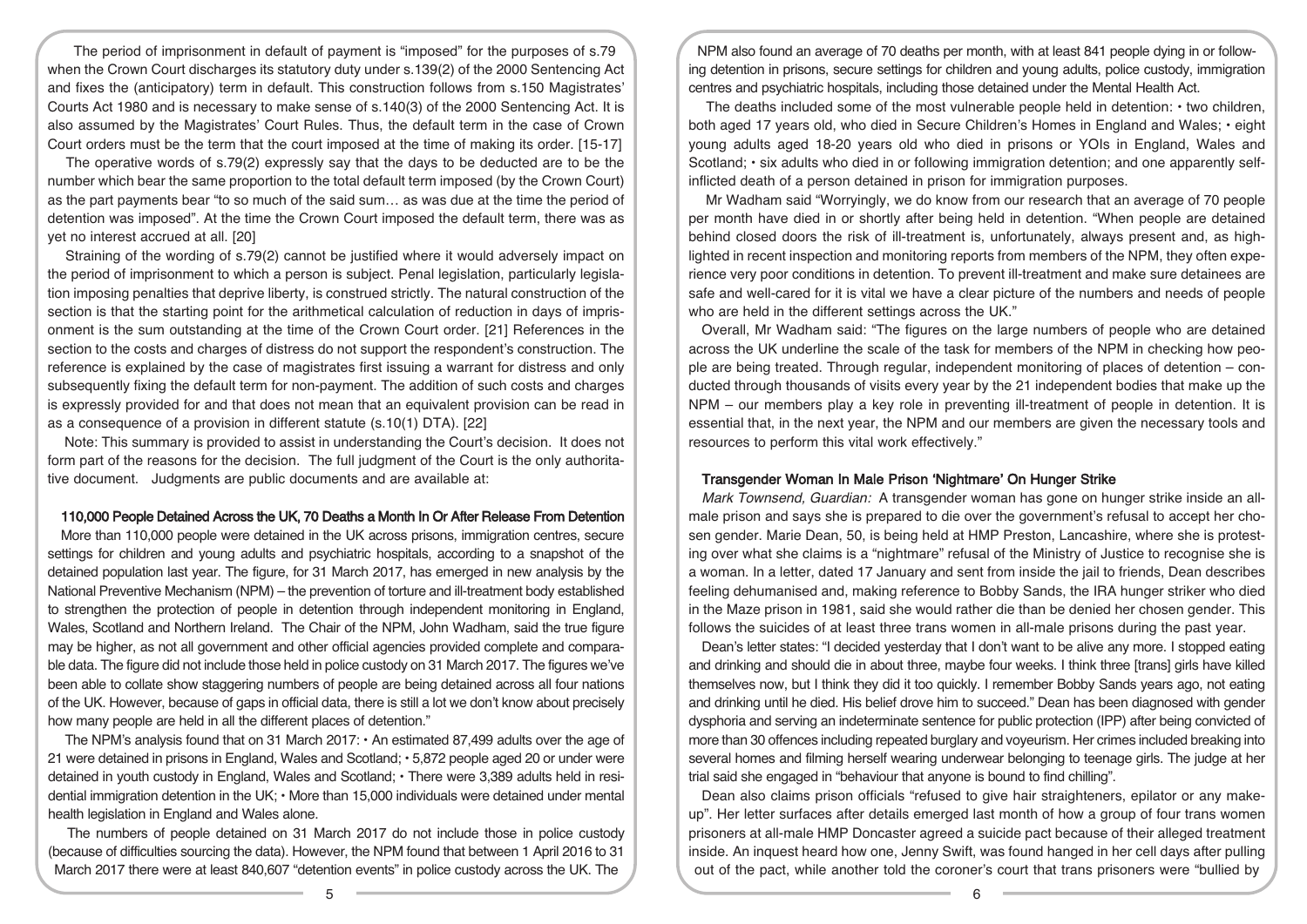The period of imprisonment in default of payment is "imposed" for the purposes of s.79 when the Crown Court discharges its statutory duty under s.139(2) of the 2000 Sentencing Act and fixes the (anticipatory) term in default. This construction follows from s.150 Magistrates' Courts Act 1980 and is necessary to make sense of s.140(3) of the 2000 Sentencing Act. It is also assumed by the Magistrates' Court Rules. Thus, the default term in the case of Crown Court orders must be the term that the court imposed at the time of making its order. [15-17]

The operative words of s.79(2) expressly say that the days to be deducted are to be the number which bear the same proportion to the total default term imposed (by the Crown Court) as the part payments bear "to so much of the said sum… as was due at the time the period of detention was imposed". At the time the Crown Court imposed the default term, there was as yet no interest accrued at all. [20]

Straining of the wording of s.79(2) cannot be justified where it would adversely impact on the period of imprisonment to which a person is subject. Penal legislation, particularly legislation imposing penalties that deprive liberty, is construed strictly. The natural construction of the section is that the starting point for the arithmetical calculation of reduction in days of imprisonment is the sum outstanding at the time of the Crown Court order. [21] References in the section to the costs and charges of distress do not support the respondent's construction. The reference is explained by the case of magistrates first issuing a warrant for distress and only subsequently fixing the default term for non-payment. The addition of such costs and charges is expressly provided for and that does not mean that an equivalent provision can be read in as a consequence of a provision in different statute (s.10(1) DTA). [22]

Note: This summary is provided to assist in understanding the Court's decision. It does not form part of the reasons for the decision. The full judgment of the Court is the only authoritative document. Judgments are public documents and are available at:

## 110,000 People Detained Across the UK, 70 Deaths a Month In Or After Release From Detention

More than 110,000 people were detained in the UK across prisons, immigration centres, secure settings for children and young adults and psychiatric hospitals, according to a snapshot of the detained population last year. The figure, for 31 March 2017, has emerged in new analysis by the National Preventive Mechanism (NPM) – the prevention of torture and ill-treatment body established to strengthen the protection of people in detention through independent monitoring in England, Wales, Scotland and Northern Ireland. The Chair of the NPM, John Wadham, said the true figure may be higher, as not all government and other official agencies provided complete and comparable data. The figure did not include those held in police custody on 31 March 2017. The figures we've been able to collate show staggering numbers of people are being detained across all four nations of the UK. However, because of gaps in official data, there is still a lot we don't know about precisely how many people are held in all the different places of detention."

The NPM's analysis found that on 31 March 2017: • An estimated 87,499 adults over the age of 21 were detained in prisons in England, Wales and Scotland; • 5,872 people aged 20 or under were detained in youth custody in England, Wales and Scotland; • There were 3,389 adults held in residential immigration detention in the UK; • More than 15,000 individuals were detained under mental health legislation in England and Wales alone.

The numbers of people detained on 31 March 2017 do not include those in police custody (because of difficulties sourcing the data). However, the NPM found that between 1 April 2016 to 31 March 2017 there were at least 840,607 "detention events" in police custody across the UK. The NPM also found an average of 70 deaths per month, with at least 841 people dying in or following detention in prisons, secure settings for children and young adults, police custody, immigration centres and psychiatric hospitals, including those detained under the Mental Health Act.

The deaths included some of the most vulnerable people held in detention: • two children, both aged 17 years old, who died in Secure Children's Homes in England and Wales; • eight young adults aged 18-20 years old who died in prisons or YOIs in England, Wales and Scotland; • six adults who died in or following immigration detention; and one apparently self-inflicted death of a person detained in prison for immigration purposes.

Mr Wadham said "Worryingly, we do know from our research that an average of 70 people per month have died in or shortly after being held in detention. "When people are detained behind closed doors the risk of ill-treatment is, unfortunately, always present and, as highlighted in recent inspection and monitoring reports from members of the NPM, they often experience very poor conditions in detention. To prevent ill-treatment and make sure detainees are safe and well-cared for it is vital we have a clear picture of the numbers and needs of people who are held in the different settings across the UK."

Overall, Mr Wadham said: "The figures on the large numbers of people who are detained across the UK underline the scale of the task for members of the NPM in checking how people are being treated. Through regular, independent monitoring of places of detention – conducted through thousands of visits every year by the 21 independent bodies that make up the NPM – our members play a key role in preventing ill-treatment of people in detention. It is essential that, in the next year, the NPM and our members are given the necessary tools and resources to perform this vital work effectively."

## Transgender Woman In Male Prison 'Nightmare' On Hunger Strike

*Mark Townsend, Guardian:* A transgender woman has gone on hunger strike inside an all-male prison and says she is prepared to die over the government's refusal to accept her chosen gender. Marie Dean, 50, is being held at HMP Preston, Lancashire, where she is protesting over what she claims is a "nightmare" refusal of the Ministry of Justice to recognise she is a woman. In a letter, dated 17 January and sent from inside the jail to friends, Dean describes feeling dehumanised and, making reference to Bobby Sands, the IRA hunger striker who died in the Maze prison in 1981, said she would rather die than be denied her chosen gender. This follows the suicides of at least three trans women in all-male prisons during the past year.

Dean's letter states: "I decided yesterday that I don't want to be alive any more. I stopped eating and drinking and should die in about three, maybe four weeks. I think three [trans] girls have killed themselves now, but I think they did it too quickly. I remember Bobby Sands years ago, not eating and drinking until he died. His belief drove him to succeed." Dean has been diagnosed with gender dysphoria and serving an indeterminate sentence for public protection (IPP) after being convicted of more than 30 offences including repeated burglary and voyeurism. Her crimes included breaking into several homes and filming herself wearing underwear belonging to teenage girls. The judge at her trial said she engaged in "behaviour that anyone is bound to find chilling".

Dean also claims prison officials "refused to give hair straighteners, epilator or any makeup". Her letter surfaces after details emerged last month of how a group of four trans women prisoners at all-male HMP Doncaster agreed a suicide pact because of their alleged treatment inside. An inquest heard how one, Jenny Swift, was found hanged in her cell days after pulling out of the pact, while another told the coroner's court that trans prisoners were "bullied by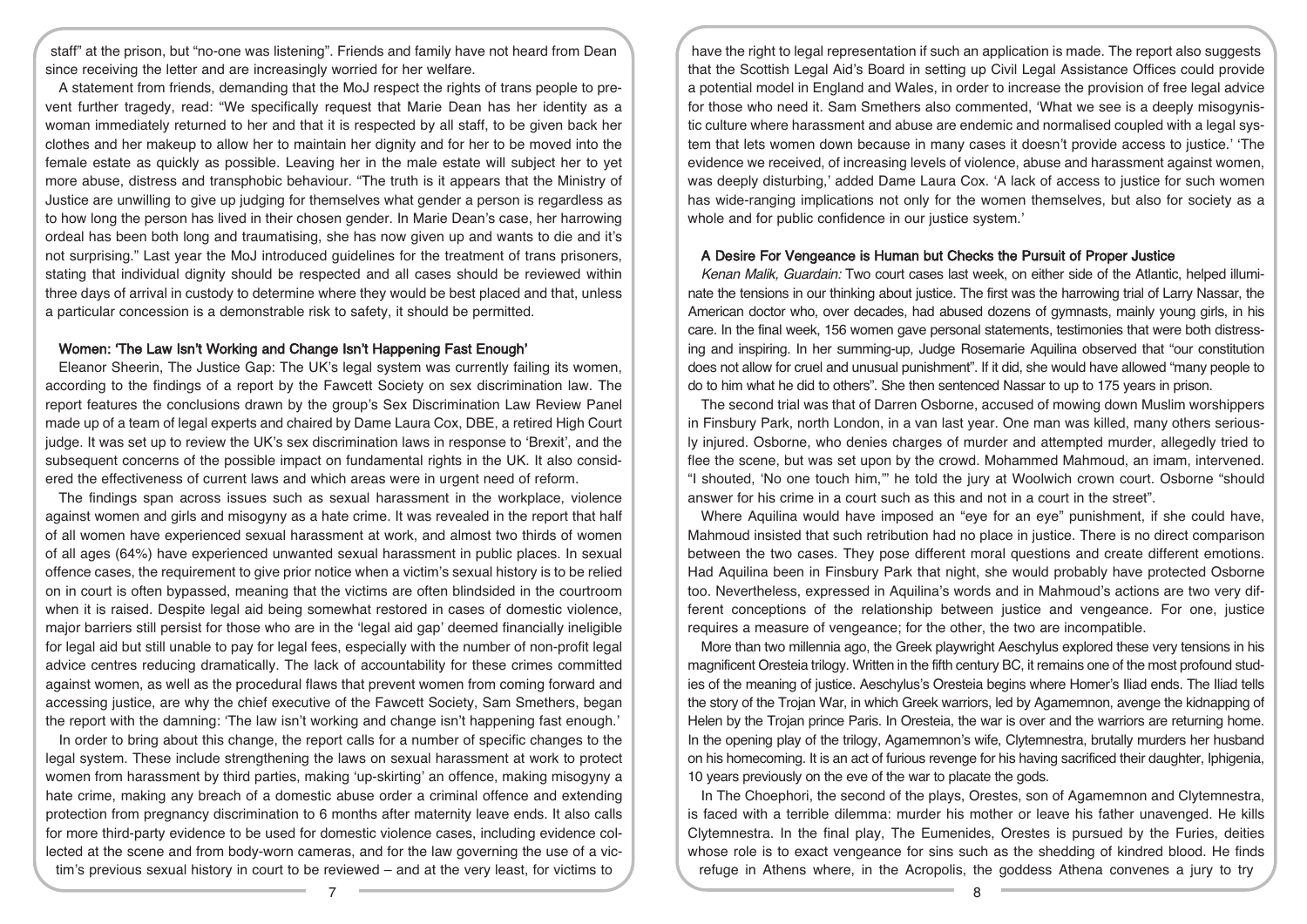staff" at the prison, but "no-one was listening". Friends and family have not heard from Dean since receiving the letter and are increasingly worried for her welfare.

A statement from friends, demanding that the MoJ respect the rights of trans people to prevent further tragedy, read: "We specifically request that Marie Dean has her identity as a woman immediately returned to her and that it is respected by all staff, to be given back her clothes and her makeup to allow her to maintain her dignity and for her to be moved into the female estate as quickly as possible. Leaving her in the male estate will subject her to yet more abuse, distress and transphobic behaviour. "The truth is it appears that the Ministry of Justice are unwilling to give up judging for themselves what gender a person is regardless as to how long the person has lived in their chosen gender. In Marie Dean's case, her harrowing ordeal has been both long and traumatising, she has now given up and wants to die and it's not surprising." Last year the MoJ introduced guidelines for the treatment of trans prisoners, stating that individual dignity should be respected and all cases should be reviewed within three days of arrival in custody to determine where they would be best placed and that, unless a particular concession is a demonstrable risk to safety, it should be permitted.

### Women: 'The Law Isn't Working and Change Isn't Happening Fast Enough'

Eleanor Sheerin, The Justice Gap: The UK's legal system was currently failing its women, according to the findings of a report by the Fawcett Society on sex discrimination law. The report features the conclusions drawn by the group's Sex Discrimination Law Review Panel made up of a team of legal experts and chaired by Dame Laura Cox, DBE, a retired High Court judge. It was set up to review the UK's sex discrimination laws in response to 'Brexit', and the subsequent concerns of the possible impact on fundamental rights in the UK. It also considered the effectiveness of current laws and which areas were in urgent need of reform.

The findings span across issues such as sexual harassment in the workplace, violence against women and girls and misogyny as a hate crime. It was revealed in the report that half of all women have experienced sexual harassment at work, and almost two thirds of women of all ages (64%) have experienced unwanted sexual harassment in public places. In sexual offence cases, the requirement to give prior notice when a victim's sexual history is to be relied on in court is often bypassed, meaning that the victims are often blindsided in the courtroom when it is raised. Despite legal aid being somewhat restored in cases of domestic violence, major barriers still persist for those who are in the 'legal aid gap' deemed financially ineligible for legal aid but still unable to pay for legal fees, especially with the number of non-profit legal advice centres reducing dramatically. The lack of accountability for these crimes committed against women, as well as the procedural flaws that prevent women from coming forward and accessing justice, are why the chief executive of the Fawcett Society, Sam Smethers, began the report with the damning: 'The law isn't working and change isn't happening fast enough.'

In order to bring about this change, the report calls for a number of specific changes to the legal system. These include strengthening the laws on sexual harassment at work to protect women from harassment by third parties, making 'up-skirting' an offence, making misogyny a hate crime, making any breach of a domestic abuse order a criminal offence and extending protection from pregnancy discrimination to 6 months after maternity leave ends. It also calls for more third-party evidence to be used for domestic violence cases, including evidence collected at the scene and from body-worn cameras, and for the law governing the use of a victim's previous sexual history in court to be reviewed – and at the very least, for victims to have the right to legal representation if such an application is made. The report also suggests that the Scottish Legal Aid's Board in setting up Civil Legal Assistance Offices could provide a potential model in England and Wales, in order to increase the provision of free legal advice for those who need it. Sam Smethers also commented, 'What we see is a deeply misogynistic culture where harassment and abuse are endemic and normalised coupled with a legal system that lets women down because in many cases it doesn't provide access to justice.' 'The evidence we received, of increasing levels of violence, abuse and harassment against women, was deeply disturbing,' added Dame Laura Cox. 'A lack of access to justice for such women has wide-ranging implications not only for the women themselves, but also for society as a whole and for public confidence in our justice system.'

### A Desire For Vengeance is Human but Checks the Pursuit of Proper Justice

*Kenan Malik, Guardain:* Two court cases last week, on either side of the Atlantic, helped illuminate the tensions in our thinking about justice. The first was the harrowing trial of Larry Nassar, the American doctor who, over decades, had abused dozens of gymnasts, mainly young girls, in his care. In the final week, 156 women gave personal statements, testimonies that were both distressing and inspiring. In her summing-up, Judge Rosemarie Aquilina observed that "our constitution does not allow for cruel and unusual punishment". If it did, she would have allowed "many people to do to him what he did to others". She then sentenced Nassar to up to 175 years in prison.

The second trial was that of Darren Osborne, accused of mowing down Muslim worshippers in Finsbury Park, north London, in a van last year. One man was killed, many others seriously injured. Osborne, who denies charges of murder and attempted murder, allegedly tried to flee the scene, but was set upon by the crowd. Mohammed Mahmoud, an imam, intervened. "I shouted, 'No one touch him,'" he told the jury at Woolwich crown court. Osborne "should answer for his crime in a court such as this and not in a court in the street".

Where Aquilina would have imposed an "eye for an eye" punishment, if she could have, Mahmoud insisted that such retribution had no place in justice. There is no direct comparison between the two cases. They pose different moral questions and create different emotions. Had Aquilina been in Finsbury Park that night, she would probably have protected Osborne too. Nevertheless, expressed in Aquilina's words and in Mahmoud's actions are two very different conceptions of the relationship between justice and vengeance. For one, justice requires a measure of vengeance; for the other, the two are incompatible.

More than two millennia ago, the Greek playwright Aeschylus explored these very tensions in his magnificent Oresteia trilogy. Written in the fifth century BC, it remains one of the most profound studies of the meaning of justice. Aeschylus's Oresteia begins where Homer's Iliad ends. The Iliad tells the story of the Trojan War, in which Greek warriors, led by Agamemnon, avenge the kidnapping of Helen by the Trojan prince Paris. In Oresteia, the war is over and the warriors are returning home. In the opening play of the trilogy, Agamemnon's wife, Clytemnestra, brutally murders her husband on his homecoming. It is an act of furious revenge for his having sacrificed their daughter, Iphigenia, 10 years previously on the eve of the war to placate the gods.

In The Choephori, the second of the plays, Orestes, son of Agamemnon and Clytemnestra, is faced with a terrible dilemma: murder his mother or leave his father unavenged. He kills Clytemnestra. In the final play, The Eumenides, Orestes is pursued by the Furies, deities whose role is to exact vengeance for sins such as the shedding of kindred blood. He finds refuge in Athens where, in the Acropolis, the goddess Athena convenes a jury to try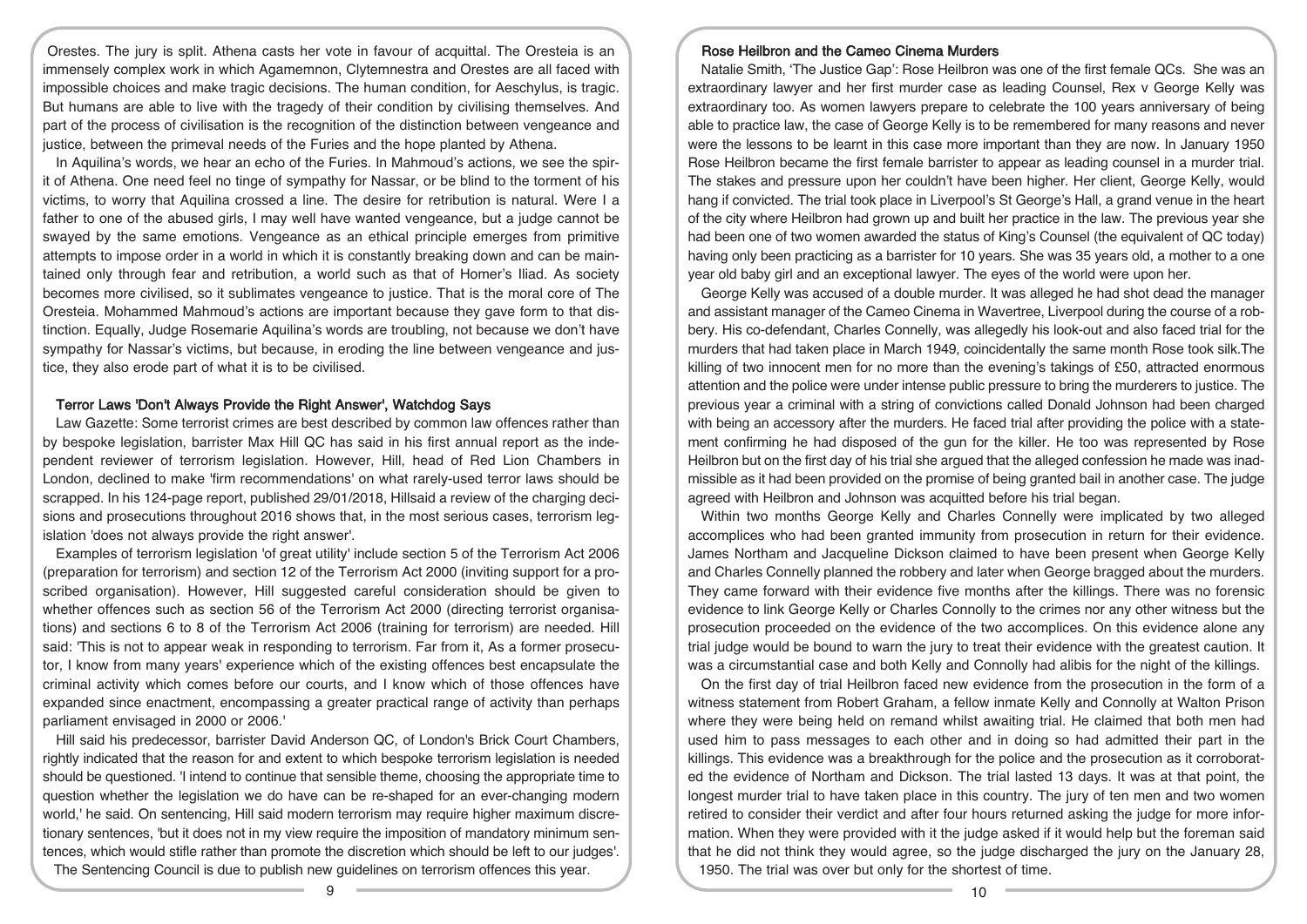Orestes. The jury is split. Athena casts her vote in favour of acquittal. The Oresteia is an immensely complex work in which Agamemnon, Clytemnestra and Orestes are all faced with impossible choices and make tragic decisions. The human condition, for Aeschylus, is tragic. But humans are able to live with the tragedy of their condition by civilising themselves. And part of the process of civilisation is the recognition of the distinction between vengeance and justice, between the primeval needs of the Furies and the hope planted by Athena.

In Aquilina's words, we hear an echo of the Furies. In Mahmoud's actions, we see the spirit of Athena. One need feel no tinge of sympathy for Nassar, or be blind to the torment of his victims, to worry that Aquilina crossed a line. The desire for retribution is natural. Were I a father to one of the abused girls, I may well have wanted vengeance, but a judge cannot be swayed by the same emotions. Vengeance as an ethical principle emerges from primitive attempts to impose order in a world in which it is constantly breaking down and can be maintained only through fear and retribution, a world such as that of Homer's Iliad. As society becomes more civilised, so it sublimates vengeance to justice. That is the moral core of The Oresteia. Mohammed Mahmoud's actions are important because they gave form to that distinction. Equally, Judge Rosemarie Aquilina's words are troubling, not because we don't have sympathy for Nassar's victims, but because, in eroding the line between vengeance and justice, they also erode part of what it is to be civilised.

### Terror Laws 'Don't Always Provide the Right Answer', Watchdog Says

Law Gazette: Some terrorist crimes are best described by common law offences rather than by bespoke legislation, barrister Max Hill QC has said in his first annual report as the independent reviewer of terrorism legislation. However, Hill, head of Red Lion Chambers in London, declined to make 'firm recommendations' on what rarely-used terror laws should be scrapped. In his 124-page report, published 29/01/2018, Hillsaid a review of the charging decisions and prosecutions throughout 2016 shows that, in the most serious cases, terrorism legislation 'does not always provide the right answer'.

Examples of terrorism legislation 'of great utility' include section 5 of the Terrorism Act 2006 (preparation for terrorism) and section 12 of the Terrorism Act 2000 (inviting support for a proscribed organisation). However, Hill suggested careful consideration should be given to whether offences such as section 56 of the Terrorism Act 2000 (directing terrorist organisations) and sections 6 to 8 of the Terrorism Act 2006 (training for terrorism) are needed. Hill said: 'This is not to appear weak in responding to terrorism. Far from it, As a former prosecutor, I know from many years' experience which of the existing offences best encapsulate the criminal activity which comes before our courts, and I know which of those offences have expanded since enactment, encompassing a greater practical range of activity than perhaps parliament envisaged in 2000 or 2006.'

Hill said his predecessor, barrister David Anderson QC, of London's Brick Court Chambers, rightly indicated that the reason for and extent to which bespoke terrorism legislation is needed should be questioned. 'I intend to continue that sensible theme, choosing the appropriate time to question whether the legislation we do have can be re-shaped for an ever-changing modern world,' he said. On sentencing, Hill said modern terrorism may require higher maximum discretionary sentences, 'but it does not in my view require the imposition of mandatory minimum sentences, which would stifle rather than promote the discretion which should be left to our judges'.

The Sentencing Council is due to publish new guidelines on terrorism offences this year.

### Rose Heilbron and the Cameo Cinema Murders

Natalie Smith, 'The Justice Gap': Rose Heilbron was one of the first female QCs. She was an extraordinary lawyer and her first murder case as leading Counsel, Rex v George Kelly was extraordinary too. As women lawyers prepare to celebrate the 100 years anniversary of being able to practice law, the case of George Kelly is to be remembered for many reasons and never were the lessons to be learnt in this case more important than they are now. In January 1950 Rose Heilbron became the first female barrister to appear as leading counsel in a murder trial. The stakes and pressure upon her couldn't have been higher. Her client, George Kelly, would hang if convicted. The trial took place in Liverpool's St George's Hall, a grand venue in the heart of the city where Heilbron had grown up and built her practice in the law. The previous year she had been one of two women awarded the status of King's Counsel (the equivalent of QC today) having only been practicing as a barrister for 10 years. She was 35 years old, a mother to a one year old baby girl and an exceptional lawyer. The eyes of the world were upon her.

George Kelly was accused of a double murder. It was alleged he had shot dead the manager and assistant manager of the Cameo Cinema in Wavertree, Liverpool during the course of a robbery. His co-defendant, Charles Connelly, was allegedly his look-out and also faced trial for the murders that had taken place in March 1949, coincidentally the same month Rose took silk.The killing of two innocent men for no more than the evening's takings of £50, attracted enormous attention and the police were under intense public pressure to bring the murderers to justice. The previous year a criminal with a string of convictions called Donald Johnson had been charged with being an accessory after the murders. He faced trial after providing the police with a statement confirming he had disposed of the gun for the killer. He too was represented by Rose Heilbron but on the first day of his trial she argued that the alleged confession he made was inadmissible as it had been provided on the promise of being granted bail in another case. The judge agreed with Heilbron and Johnson was acquitted before his trial began.

Within two months George Kelly and Charles Connelly were implicated by two alleged accomplices who had been granted immunity from prosecution in return for their evidence. James Northam and Jacqueline Dickson claimed to have been present when George Kelly and Charles Connelly planned the robbery and later when George bragged about the murders. They came forward with their evidence five months after the killings. There was no forensic evidence to link George Kelly or Charles Connolly to the crimes nor any other witness but the prosecution proceeded on the evidence of the two accomplices. On this evidence alone any trial judge would be bound to warn the jury to treat their evidence with the greatest caution. It was a circumstantial case and both Kelly and Connolly had alibis for the night of the killings.

On the first day of trial Heilbron faced new evidence from the prosecution in the form of a witness statement from Robert Graham, a fellow inmate Kelly and Connolly at Walton Prison where they were being held on remand whilst awaiting trial. He claimed that both men had used him to pass messages to each other and in doing so had admitted their part in the killings. This evidence was a breakthrough for the police and the prosecution as it corroborated the evidence of Northam and Dickson. The trial lasted 13 days. It was at that point, the longest murder trial to have taken place in this country. The jury of ten men and two women retired to consider their verdict and after four hours returned asking the judge for more information. When they were provided with it the judge asked if it would help but the foreman said that he did not think they would agree, so the judge discharged the jury on the January 28, 1950. The trial was over but only for the shortest of time.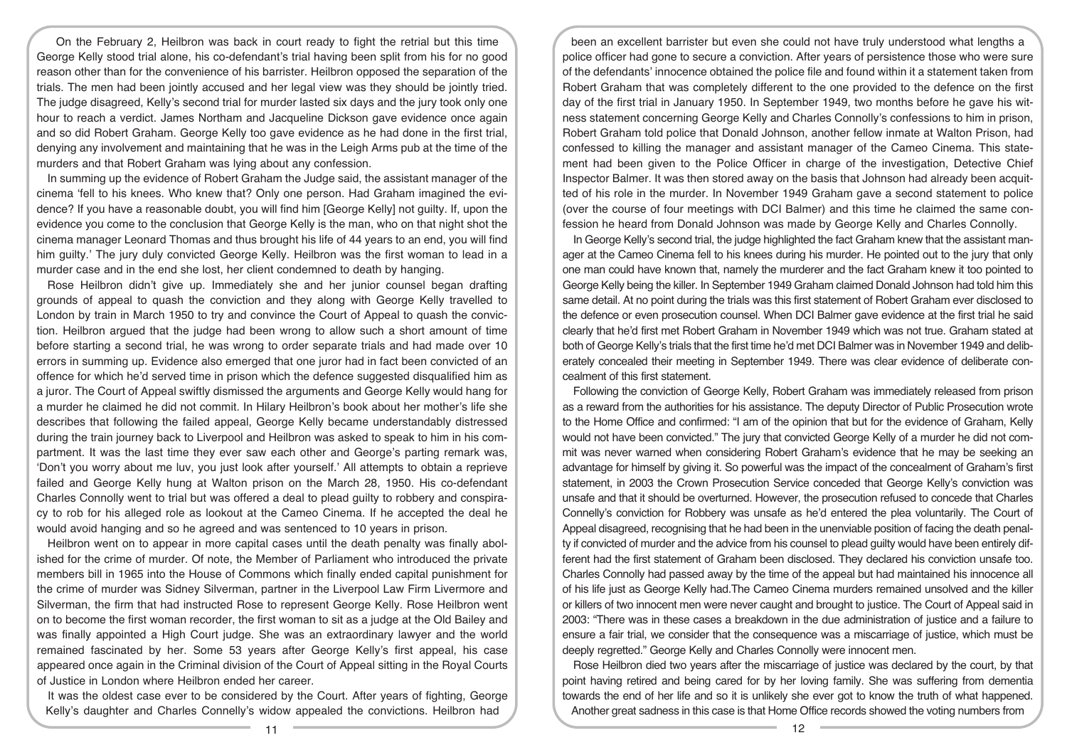On the February 2, Heilbron was back in court ready to fight the retrial but this time George Kelly stood trial alone, his co-defendant's trial having been split from his for no good reason other than for the convenience of his barrister. Heilbron opposed the separation of the trials. The men had been jointly accused and her legal view was they should be jointly tried. The judge disagreed, Kelly's second trial for murder lasted six days and the jury took only one hour to reach a verdict. James Northam and Jacqueline Dickson gave evidence once again and so did Robert Graham. George Kelly too gave evidence as he had done in the first trial, denying any involvement and maintaining that he was in the Leigh Arms pub at the time of the murders and that Robert Graham was lying about any confession.

In summing up the evidence of Robert Graham the Judge said, the assistant manager of the cinema 'fell to his knees. Who knew that? Only one person. Had Graham imagined the evidence? If you have a reasonable doubt, you will find him [George Kelly] not guilty. If, upon the evidence you come to the conclusion that George Kelly is the man, who on that night shot the cinema manager Leonard Thomas and thus brought his life of 44 years to an end, you will find him guilty.' The jury duly convicted George Kelly. Heilbron was the first woman to lead in a murder case and in the end she lost, her client condemned to death by hanging.

Rose Heilbron didn't give up. Immediately she and her junior counsel began drafting grounds of appeal to quash the conviction and they along with George Kelly travelled to London by train in March 1950 to try and convince the Court of Appeal to quash the conviction. Heilbron argued that the judge had been wrong to allow such a short amount of time before starting a second trial, he was wrong to order separate trials and had made over 10 errors in summing up. Evidence also emerged that one juror had in fact been convicted of an offence for which he'd served time in prison which the defence suggested disqualified him as a juror. The Court of Appeal swiftly dismissed the arguments and George Kelly would hang for a murder he claimed he did not commit. In Hilary Heilbron's book about her mother's life she describes that following the failed appeal, George Kelly became understandably distressed during the train journey back to Liverpool and Heilbron was asked to speak to him in his compartment. It was the last time they ever saw each other and George's parting remark was, 'Don't you worry about me luv, you just look after yourself.' All attempts to obtain a reprieve failed and George Kelly hung at Walton prison on the March 28, 1950. His co-defendant Charles Connolly went to trial but was offered a deal to plead guilty to robbery and conspiracy to rob for his alleged role as lookout at the Cameo Cinema. If he accepted the deal he would avoid hanging and so he agreed and was sentenced to 10 years in prison.

Heilbron went on to appear in more capital cases until the death penalty was finally abolished for the crime of murder. Of note, the Member of Parliament who introduced the private members bill in 1965 into the House of Commons which finally ended capital punishment for the crime of murder was Sidney Silverman, partner in the Liverpool Law Firm Livermore and Silverman, the firm that had instructed Rose to represent George Kelly. Rose Heilbron went on to become the first woman recorder, the first woman to sit as a judge at the Old Bailey and was finally appointed a High Court judge. She was an extraordinary lawyer and the world remained fascinated by her. Some 53 years after George Kelly's first appeal, his case appeared once again in the Criminal division of the Court of Appeal sitting in the Royal Courts of Justice in London where Heilbron ended her career.

It was the oldest case ever to be considered by the Court. After years of fighting, George Kelly's daughter and Charles Connelly's widow appealed the convictions. Heilbron had been an excellent barrister but even she could not have truly understood what lengths a police officer had gone to secure a conviction. After years of persistence those who were sure of the defendants' innocence obtained the police file and found within it a statement taken from Robert Graham that was completely different to the one provided to the defence on the first day of the first trial in January 1950. In September 1949, two months before he gave his witness statement concerning George Kelly and Charles Connolly's confessions to him in prison, Robert Graham told police that Donald Johnson, another fellow inmate at Walton Prison, had confessed to killing the manager and assistant manager of the Cameo Cinema. This statement had been given to the Police Officer in charge of the investigation, Detective Chief Inspector Balmer. It was then stored away on the basis that Johnson had already been acquitted of his role in the murder. In November 1949 Graham gave a second statement to police (over the course of four meetings with DCI Balmer) and this time he claimed the same confession he heard from Donald Johnson was made by George Kelly and Charles Connolly.

In George Kelly's second trial, the judge highlighted the fact Graham knew that the assistant manager at the Cameo Cinema fell to his knees during his murder. He pointed out to the jury that only one man could have known that, namely the murderer and the fact Graham knew it too pointed to George Kelly being the killer. In September 1949 Graham claimed Donald Johnson had told him this same detail. At no point during the trials was this first statement of Robert Graham ever disclosed to the defence or even prosecution counsel. When DCI Balmer gave evidence at the first trial he said clearly that he'd first met Robert Graham in November 1949 which was not true. Graham stated at both of George Kelly's trials that the first time he'd met DCI Balmer was in November 1949 and deliberately concealed their meeting in September 1949. There was clear evidence of deliberate concealment of this first statement.

Following the conviction of George Kelly, Robert Graham was immediately released from prison as a reward from the authorities for his assistance. The deputy Director of Public Prosecution wrote to the Home Office and confirmed: "I am of the opinion that but for the evidence of Graham, Kelly would not have been convicted." The jury that convicted George Kelly of a murder he did not commit was never warned when considering Robert Graham's evidence that he may be seeking an advantage for himself by giving it. So powerful was the impact of the concealment of Graham's first statement, in 2003 the Crown Prosecution Service conceded that George Kelly's conviction was unsafe and that it should be overturned. However, the prosecution refused to concede that Charles Connelly's conviction for Robbery was unsafe as he'd entered the plea voluntarily. The Court of Appeal disagreed, recognising that he had been in the unenviable position of facing the death penalty if convicted of murder and the advice from his counsel to plead guilty would have been entirely different had the first statement of Graham been disclosed. They declared his conviction unsafe too. Charles Connolly had passed away by the time of the appeal but had maintained his innocence all of his life just as George Kelly had. The Cameo Cinema murders remained unsolved and the killer or killers of two innocent men were never caught and brought to justice. The Court of Appeal said in 2003: "There was in these cases a breakdown in the due administration of justice and a failure to ensure a fair trial, we consider that the consequence was a miscarriage of justice, which must be deeply regretted." George Kelly and Charles Connolly were innocent men.

Rose Heilbron died two years after the miscarriage of justice was declared by the court, by that point having retired and being cared for by her loving family. She was suffering from dementia towards the end of her life and so it is unlikely she ever got to know the truth of what happened.

Another great sadness in this case is that Home Office records showed the voting numbers from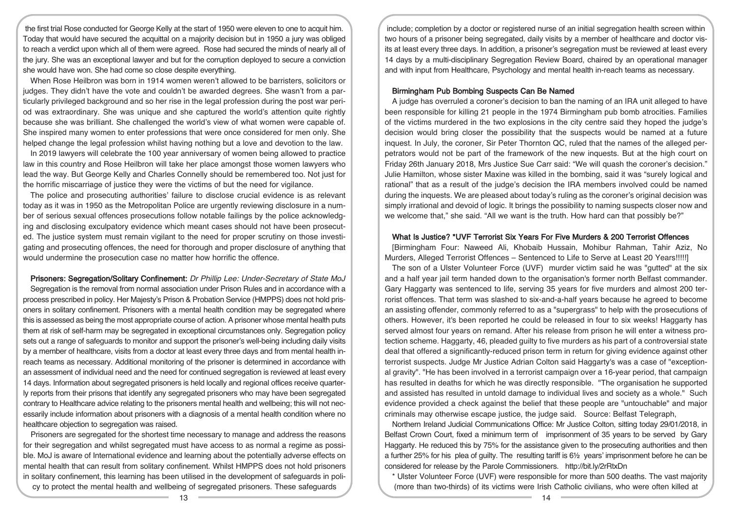the first trial Rose conducted for George Kelly at the start of 1950 were eleven to one to acquit him. Today that would have secured the acquittal on a majority decision but in 1950 a jury was obliged to reach a verdict upon which all of them were agreed. Rose had secured the minds of nearly all of the jury. She was an exceptional lawyer and but for the corruption deployed to secure a conviction she would have won. She had come so close despite everything.

When Rose Heilbron was born in 1914 women weren't allowed to be barristers, solicitors or judges. They didn't have the vote and couldn't be awarded degrees. She wasn't from a particularly privileged background and so her rise in the legal profession during the post war period was extraordinary. She was unique and she captured the world's attention quite rightly because she was brilliant. She challenged the world's view of what women were capable of. She inspired many women to enter professions that were once considered for men only. She helped change the legal profession whilst having nothing but a love and devotion to the law.

In 2019 lawyers will celebrate the 100 year anniversary of women being allowed to practice law in this country and Rose Heilbron will take her place amongst those women lawyers who lead the way. But George Kelly and Charles Connelly should be remembered too. Not just for the horrific miscarriage of justice they were the victims of but the need for vigilance.

The police and prosecuting authorities' failure to disclose crucial evidence is as relevant today as it was in 1950 as the Metropolitan Police are urgently reviewing disclosure in a number of serious sexual offences prosecutions follow notable failings by the police acknowledging and disclosing exculpatory evidence which meant cases should not have been prosecuted. The justice system must remain vigilant to the need for proper scrutiny on those investigating and prosecuting offences, the need for thorough and proper disclosure of anything that would undermine the prosecution case no matter how horrific the offence.

**Prisoners: Segregation/Solitary Confinement:** *Dr Phillip Lee: Under-Secretary of State MoJ*

Segregation is the removal from normal association under Prison Rules and in accordance with a process prescribed in policy. Her Majesty's Prison & Probation Service (HMPPS) does not hold prisoners in solitary confinement. Prisoners with a mental health condition may be segregated where this is assessed as being the most appropriate course of action. A prisoner whose mental health puts them at risk of self-harm may be segregated in exceptional circumstances only. Segregation policy sets out a range of safeguards to monitor and support the prisoner's well-being including daily visits by a member of healthcare, visits from a doctor at least every three days and from mental health in-reach teams as necessary. Additional monitoring of the prisoner is determined in accordance with an assessment of individual need and the need for continued segregation is reviewed at least every 14 days. Information about segregated prisoners is held locally and regional offices receive quarterly reports from their prisons that identify any segregated prisoners who may have been segregated contrary to Healthcare advice relating to the prisoners mental health and wellbeing; this will not necessarily include information about prisoners with a diagnosis of a mental health condition where no healthcare objection to segregation was raised.

Prisoners are segregated for the shortest time necessary to manage and address the reasons for their segregation and whilst segregated must have access to as normal a regime as possible. MoJ is aware of International evidence and learning about the potentially adverse effects on mental health that can result from solitary confinement. Whilst HMPPS does not hold prisoners in solitary confinement, this learning has been utilised in the development of safeguards in policy to protect the mental health and wellbeing of segregated prisoners. These safeguards include; completion by a doctor or registered nurse of an initial segregation health screen within two hours of a prisoner being segregated, daily visits by a member of healthcare and doctor visits at least every three days. In addition, a prisoner's segregation must be reviewed at least every 14 days by a multi-disciplinary Segregation Review Board, chaired by an operational manager and with input from Healthcare, Psychology and mental health in-reach teams as necessary.

**Birmingham Pub Bombing Suspects Can Be Named**

A judge has overruled a coroner's decision to ban the naming of an IRA unit alleged to have been responsible for killing 21 people in the 1974 Birmingham pub bomb atrocities. Families of the victims murdered in the two explosions in the city centre said they hoped the judge's decision would bring closer the possibility that the suspects would be named at a future inquest. In July, the coroner, Sir Peter Thornton QC, ruled that the names of the alleged perpetrators would not be part of the framework of the new inquests. But at the high court on Friday 26th January 2018, Mrs Justice Sue Carr said: "We will quash the coroner's decision." Julie Hamilton, whose sister Maxine was killed in the bombing, said it was "surely logical and rational" that as a result of the judge's decision the IRA members involved could be named during the inquests. We are pleased about today's ruling as the coroner's original decision was simply irrational and devoid of logic. It brings the possibility to naming suspects closer now and we welcome that," she said. "All we want is the truth. How hard can that possibly be?"

**What Is Justice? *UVF Terrorist Six Years For Five Murders & 200 Terrorist Offences**

[Birmingham Four: Naweed Ali, Khobaib Hussain, Mohibur Rahman, Tahir Aziz, No Murders, Alleged Terrorist Offences – Sentenced to Life to Serve at Least 20 Years!!!!!]

The son of a Ulster Volunteer Force (UVF) murder victim said he was "gutted" at the six and a half year jail term handed down to the organisation's former north Belfast commander. Gary Haggarty was sentenced to life, serving 35 years for five murders and almost 200 terrorist offences. That term was slashed to six-and-a-half years because he agreed to become an assisting offender, commonly referred to as a "supergrass" to help with the prosecutions of others. However, it's been reported he could be released in four to six weeks! Haggarty has served almost four years on remand. After his release from prison he will enter a witness protection scheme. Haggarty, 46, pleaded guilty to five murders as his part of a controversial state deal that offered a significantly-reduced prison term in return for giving evidence against other terrorist suspects. Judge Mr Justice Adrian Colton said Haggarty's was a case of "exceptional gravity". "He has been involved in a terrorist campaign over a 16-year period, that campaign has resulted in deaths for which he was directly responsible. "The organisation he supported and assisted has resulted in untold damage to individual lives and society as a whole." Such evidence provided a check against the belief that these people are "untouchable" and major criminals may otherwise escape justice, the judge said. Source: Belfast Telegraph,

Northern Ireland Judicial Communications Office: Mr Justice Colton, sitting today 29/01/2018, in Belfast Crown Court, fixed a minimum term of imprisonment of 35 years to be served by Gary Haggarty. He reduced this by 75% for the assistance given to the prosecuting authorities and then a further 25% for his plea of guilty. The resulting tariff is 6½ years' imprisonment before he can be considered for release by the Parole Commissioners. http://bit.ly/2rRtxDn

* Ulster Volunteer Force (UVF) were responsible for more than 500 deaths. The vast majority (more than two-thirds) of its victims were Irish Catholic civilians, who were often killed at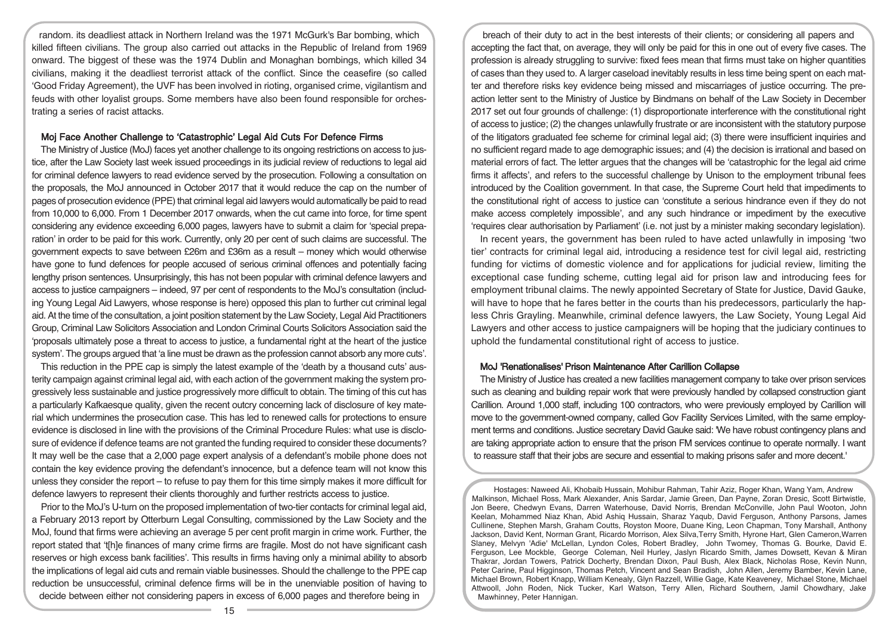random. its deadliest attack in Northern Ireland was the 1971 McGurk's Bar bombing, which killed fifteen civilians. The group also carried out attacks in the Republic of Ireland from 1969 onward. The biggest of these was the 1974 Dublin and Monaghan bombings, which killed 34 civilians, making it the deadliest terrorist attack of the conflict. Since the ceasefire (so called 'Good Friday Agreement), the UVF has been involved in rioting, organised crime, vigilantism and feuds with other loyalist groups. Some members have also been found responsible for orchestrating a series of racist attacks.

## Moj Face Another Challenge to 'Catastrophic' Legal Aid Cuts For Defence Firms

The Ministry of Justice (MoJ) faces yet another challenge to its ongoing restrictions on access to justice, after the Law Society last week issued proceedings in its judicial review of reductions to legal aid for criminal defence lawyers to read evidence served by the prosecution. Following a consultation on the proposals, the MoJ announced in October 2017 that it would reduce the cap on the number of pages of prosecution evidence (PPE) that criminal legal aid lawyers would automatically be paid to read from 10,000 to 6,000. From 1 December 2017 onwards, when the cut came into force, for time spent considering any evidence exceeding 6,000 pages, lawyers have to submit a claim for 'special preparation' in order to be paid for this work. Currently, only 20 per cent of such claims are successful. The government expects to save between £26m and £36m as a result – money which would otherwise have gone to fund defences for people accused of serious criminal offences and potentially facing lengthy prison sentences. Unsurprisingly, this has not been popular with criminal defence lawyers and access to justice campaigners – indeed, 97 per cent of respondents to the MoJ's consultation (including Young Legal Aid Lawyers, whose response is here) opposed this plan to further cut criminal legal aid. At the time of the consultation, a joint position statement by the Law Society, Legal Aid Practitioners Group, Criminal Law Solicitors Association and London Criminal Courts Solicitors Association said the 'proposals ultimately pose a threat to access to justice, a fundamental right at the heart of the justice system'. The groups argued that 'a line must be drawn as the profession cannot absorb any more cuts'.

This reduction in the PPE cap is simply the latest example of the 'death by a thousand cuts' austerity campaign against criminal legal aid, with each action of the government making the system progressively less sustainable and justice progressively more difficult to obtain. The timing of this cut has a particularly Kafkaesque quality, given the recent outcry concerning lack of disclosure of key material which undermines the prosecution case. This has led to renewed calls for protections to ensure evidence is disclosed in line with the provisions of the Criminal Procedure Rules: what use is disclosure of evidence if defence teams are not granted the funding required to consider these documents? It may well be the case that a 2,000 page expert analysis of a defendant's mobile phone does not contain the key evidence proving the defendant's innocence, but a defence team will not know this unless they consider the report – to refuse to pay them for this time simply makes it more difficult for defence lawyers to represent their clients thoroughly and further restricts access to justice.

Prior to the MoJ's U-turn on the proposed implementation of two-tier contacts for criminal legal aid, a February 2013 report by Otterburn Legal Consulting, commissioned by the Law Society and the MoJ, found that firms were achieving an average 5 per cent profit margin in crime work. Further, the report stated that 't[h]e finances of many crime firms are fragile. Most do not have significant cash reserves or high excess bank facilities'. This results in firms having only a minimal ability to absorb the implications of legal aid cuts and remain viable businesses. Should the challenge to the PPE cap reduction be unsuccessful, criminal defence firms will be in the unenviable position of having to decide between either not considering papers in excess of 6,000 pages and therefore being in breach of their duty to act in the best interests of their clients; or considering all papers and accepting the fact that, on average, they will only be paid for this in one out of every five cases. The profession is already struggling to survive: fixed fees mean that firms must take on higher quantities of cases than they used to. A larger caseload inevitably results in less time being spent on each matter and therefore risks key evidence being missed and miscarriages of justice occurring. The pre-action letter sent to the Ministry of Justice by Bindmans on behalf of the Law Society in December 2017 set out four grounds of challenge: (1) disproportionate interference with the constitutional right of access to justice; (2) the changes unlawfully frustrate or are inconsistent with the statutory purpose of the litigators graduated fee scheme for criminal legal aid; (3) there were insufficient inquiries and no sufficient regard made to age demographic issues; and (4) the decision is irrational and based on material errors of fact. The letter argues that the changes will be 'catastrophic for the legal aid crime firms it affects', and refers to the successful challenge by Unison to the employment tribunal fees introduced by the Coalition government. In that case, the Supreme Court held that impediments to the constitutional right of access to justice can 'constitute a serious hindrance even if they do not make access completely impossible', and any such hindrance or impediment by the executive 'requires clear authorisation by Parliament' (i.e. not just by a minister making secondary legislation).

In recent years, the government has been ruled to have acted unlawfully in imposing 'two tier' contracts for criminal legal aid, introducing a residence test for civil legal aid, restricting funding for victims of domestic violence and for applications for judicial review, limiting the exceptional case funding scheme, cutting legal aid for prison law and introducing fees for employment tribunal claims. The newly appointed Secretary of State for Justice, David Gauke, will have to hope that he fares better in the courts than his predecessors, particularly the hapless Chris Grayling. Meanwhile, criminal defence lawyers, the Law Society, Young Legal Aid Lawyers and other access to justice campaigners will be hoping that the judiciary continues to uphold the fundamental constitutional right of access to justice.

## MoJ 'Renationalises' Prison Maintenance After Carillion Collapse

The Ministry of Justice has created a new facilities management company to take over prison services such as cleaning and building repair work that were previously handled by collapsed construction giant Carillion. Around 1,000 staff, including 100 contractors, who were previously employed by Carillion will move to the government-owned company, called Gov Facility Services Limited, with the same employment terms and conditions. Justice secretary David Gauke said: 'We have robust contingency plans and are taking appropriate action to ensure that the prison FM services continue to operate normally. I want to reassure staff that their jobs are secure and essential to making prisons safer and more decent.'

Hostages: Naweed Ali, Khobaib Hussain, Mohibur Rahman, Tahir Aziz, Roger Khan, Wang Yam, Andrew Malkinson, Michael Ross, Mark Alexander, Anis Sardar, Jamie Green, Dan Payne, Zoran Dresic, Scott Birtwistle, Jon Beere, Chedwyn Evans, Darren Waterhouse, David Norris, Brendan McConville, John Paul Wooton, John Keelan, Mohammed Niaz Khan, Abid Ashiq Hussain, Sharaz Yaqub, David Ferguson, Anthony Parsons, James Cullinene, Stephen Marsh, Graham Coutts, Royston Moore, Duane King, Leon Chapman, Tony Marshall, Anthony Jackson, David Kent, Norman Grant, Ricardo Morrison, Alex Silva,Terry Smith, Hyrone Hart, Glen Cameron,Warren Slaney, Melvyn 'Adie' McLellan, Lyndon Coles, Robert Bradley, John Twomey, Thomas G. Bourke, David E. Ferguson, Lee Mockble, George Coleman, Neil Hurley, Jaslyn Ricardo Smith, James Dowsett, Kevan & Miran Thakrar, Jordan Towers, Patrick Docherty, Brendan Dixon, Paul Bush, Alex Black, Nicholas Rose, Kevin Nunn, Peter Carine, Paul Higginson, Thomas Petch, Vincent and Sean Bradish, John Allen, Jeremy Bamber, Kevin Lane, Michael Brown, Robert Knapp, William Kenealy, Glyn Razzell, Willie Gage, Kate Keaveney, Michael Stone, Michael Attwooll, John Roden, Nick Tucker, Karl Watson, Terry Allen, Richard Southern, Jamil Chowdhary, Jake Mawhinney, Peter Hannigan.